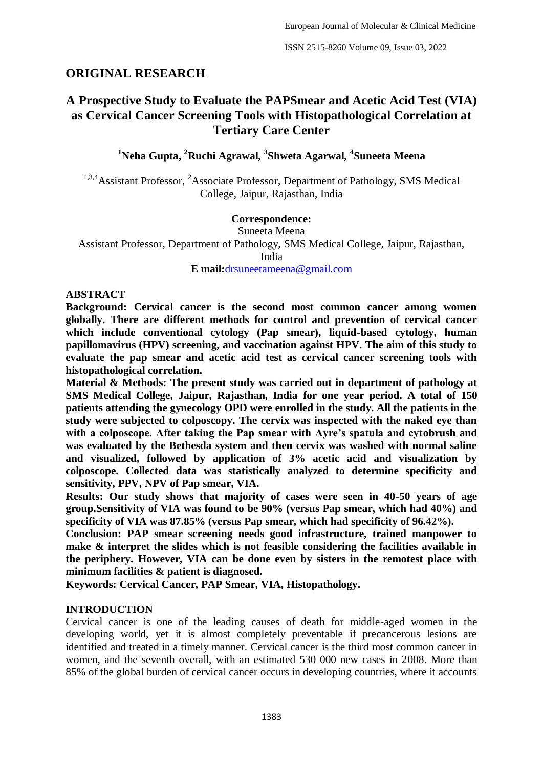## ORIGINAL RESEARCH

# A Prospective Study to Evaluate the PAPSmear and Acetic Acid Test (VIA) as Cervical Cancer Screening Tools with Histopathological Correlation at Tertiary Care Center

**[1]Neha Gupta, [2]Ruchi Agrawal, [3]Shweta Agarwal, [4]Suneeta Meena**

[1,3,4]Assistant Professor, [2]Associate Professor, Department of Pathology, SMS Medical College, Jaipur, Rajasthan, India

**Correspondence:**
Suneeta Meena
Assistant Professor, Department of Pathology, SMS Medical College, Jaipur, Rajasthan, India
**E mail:**drsuneetameena@gmail.com

## ABSTRACT

**Background: Cervical cancer is the second most common cancer among women globally. There are different methods for control and prevention of cervical cancer which include conventional cytology (Pap smear), liquid-based cytology, human papillomavirus (HPV) screening, and vaccination against HPV. The aim of this study to evaluate the pap smear and acetic acid test as cervical cancer screening tools with histopathological correlation.**

**Material & Methods: The present study was carried out in department of pathology at SMS Medical College, Jaipur, Rajasthan, India for one year period. A total of 150 patients attending the gynecology OPD were enrolled in the study. All the patients in the study were subjected to colposcopy. The cervix was inspected with the naked eye than with a colposcope. After taking the Pap smear with Ayre's spatula and cytobrush and was evaluated by the Bethesda system and then cervix was washed with normal saline and visualized, followed by application of 3% acetic acid and visualization by colposcope. Collected data was statistically analyzed to determine specificity and sensitivity, PPV, NPV of Pap smear, VIA.**

**Results: Our study shows that majority of cases were seen in 40-50 years of age group.Sensitivity of VIA was found to be 90% (versus Pap smear, which had 40%) and specificity of VIA was 87.85% (versus Pap smear, which had specificity of 96.42%).**

**Conclusion: PAP smear screening needs good infrastructure, trained manpower to make & interpret the slides which is not feasible considering the facilities available in the periphery. However, VIA can be done even by sisters in the remotest place with minimum facilities & patient is diagnosed.**

**Keywords: Cervical Cancer, PAP Smear, VIA, Histopathology.**

## INTRODUCTION

Cervical cancer is one of the leading causes of death for middle-aged women in the developing world, yet it is almost completely preventable if precancerous lesions are identified and treated in a timely manner. Cervical cancer is the third most common cancer in women, and the seventh overall, with an estimated 530 000 new cases in 2008. More than 85% of the global burden of cervical cancer occurs in developing countries, where it accounts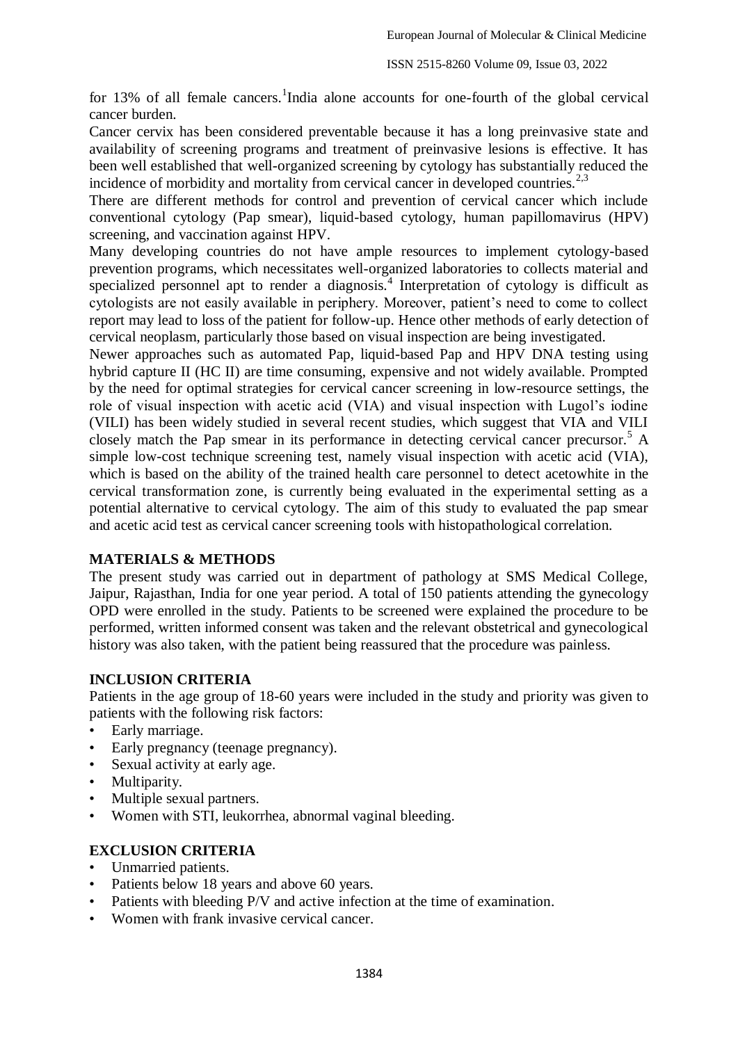for 13% of all female cancers.[1] India alone accounts for one-fourth of the global cervical cancer burden.

Cancer cervix has been considered preventable because it has a long preinvasive state and availability of screening programs and treatment of preinvasive lesions is effective. It has been well established that well-organized screening by cytology has substantially reduced the incidence of morbidity and mortality from cervical cancer in developed countries.[2,3]

There are different methods for control and prevention of cervical cancer which include conventional cytology (Pap smear), liquid-based cytology, human papillomavirus (HPV) screening, and vaccination against HPV.

Many developing countries do not have ample resources to implement cytology-based prevention programs, which necessitates well-organized laboratories to collects material and specialized personnel apt to render a diagnosis.[4] Interpretation of cytology is difficult as cytologists are not easily available in periphery. Moreover, patient's need to come to collect report may lead to loss of the patient for follow-up. Hence other methods of early detection of cervical neoplasm, particularly those based on visual inspection are being investigated.

Newer approaches such as automated Pap, liquid-based Pap and HPV DNA testing using hybrid capture II (HC II) are time consuming, expensive and not widely available. Prompted by the need for optimal strategies for cervical cancer screening in low-resource settings, the role of visual inspection with acetic acid (VIA) and visual inspection with Lugol's iodine (VILI) has been widely studied in several recent studies, which suggest that VIA and VILI closely match the Pap smear in its performance in detecting cervical cancer precursor.[5] A simple low-cost technique screening test, namely visual inspection with acetic acid (VIA), which is based on the ability of the trained health care personnel to detect acetowhite in the cervical transformation zone, is currently being evaluated in the experimental setting as a potential alternative to cervical cytology. The aim of this study to evaluated the pap smear and acetic acid test as cervical cancer screening tools with histopathological correlation.

## MATERIALS & METHODS

The present study was carried out in department of pathology at SMS Medical College, Jaipur, Rajasthan, India for one year period. A total of 150 patients attending the gynecology OPD were enrolled in the study. Patients to be screened were explained the procedure to be performed, written informed consent was taken and the relevant obstetrical and gynecological history was also taken, with the patient being reassured that the procedure was painless.

## INCLUSION CRITERIA

Patients in the age group of 18-60 years were included in the study and priority was given to patients with the following risk factors:

- Early marriage.
- Early pregnancy (teenage pregnancy).
- Sexual activity at early age.
- Multiparity.
- Multiple sexual partners.
- Women with STI, leukorrhea, abnormal vaginal bleeding.

## EXCLUSION CRITERIA

- Unmarried patients.
- Patients below 18 years and above 60 years.
- Patients with bleeding P/V and active infection at the time of examination.
- Women with frank invasive cervical cancer.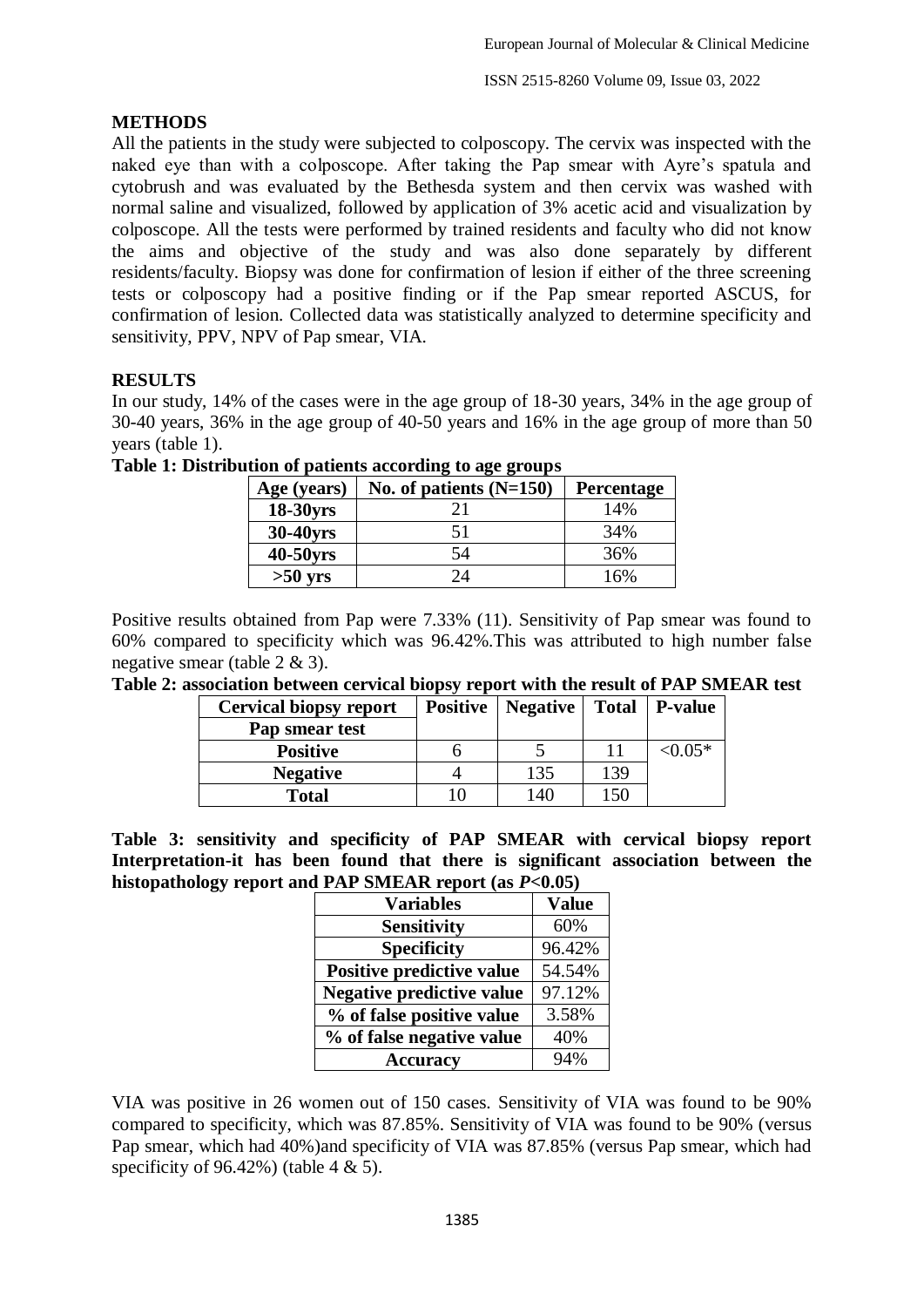## METHODS

All the patients in the study were subjected to colposcopy. The cervix was inspected with the naked eye than with a colposcope. After taking the Pap smear with Ayre's spatula and cytobrush and was evaluated by the Bethesda system and then cervix was washed with normal saline and visualized, followed by application of 3% acetic acid and visualization by colposcope. All the tests were performed by trained residents and faculty who did not know the aims and objective of the study and was also done separately by different residents/faculty. Biopsy was done for confirmation of lesion if either of the three screening tests or colposcopy had a positive finding or if the Pap smear reported ASCUS, for confirmation of lesion. Collected data was statistically analyzed to determine specificity and sensitivity, PPV, NPV of Pap smear, VIA.

## RESULTS

In our study, 14% of the cases were in the age group of 18-30 years, 34% in the age group of 30-40 years, 36% in the age group of 40-50 years and 16% in the age group of more than 50 years (table 1).

**Table 1: Distribution of patients according to age groups**

| Age (years) | No. of patients (N=150) | Percentage |
|---|---|---|
| **18-30yrs** | 21 | 14% |
| **30-40yrs** | 51 | 34% |
| **40-50yrs** | 54 | 36% |
| **>50 yrs** | 24 | 16% |

Positive results obtained from Pap were 7.33% (11). Sensitivity of Pap smear was found to 60% compared to specificity which was 96.42%.This was attributed to high number false negative smear (table 2 & 3).

**Table 2: association between cervical biopsy report with the result of PAP SMEAR test**

| Cervical biopsy report | Positive | Negative | Total | P-value |
|---|---|---|---|---|
| **Pap smear test** | | | | |
| **Positive** | 6 | 5 | 11 | <0.05* |
| **Negative** | 4 | 135 | 139 | |
| **Total** | 10 | 140 | 150 | |

**Table 3: sensitivity and specificity of PAP SMEAR with cervical biopsy report Interpretation-it has been found that there is significant association between the histopathology report and PAP SMEAR report (as $P$<0.05)**

| Variables | Value |
|---|---|
| **Sensitivity** | 60% |
| **Specificity** | 96.42% |
| **Positive predictive value** | 54.54% |
| **Negative predictive value** | 97.12% |
| **% of false positive value** | 3.58% |
| **% of false negative value** | 40% |
| **Accuracy** | 94% |

VIA was positive in 26 women out of 150 cases. Sensitivity of VIA was found to be 90% compared to specificity, which was 87.85%. Sensitivity of VIA was found to be 90% (versus Pap smear, which had 40%)and specificity of VIA was 87.85% (versus Pap smear, which had specificity of 96.42%) (table 4 & 5).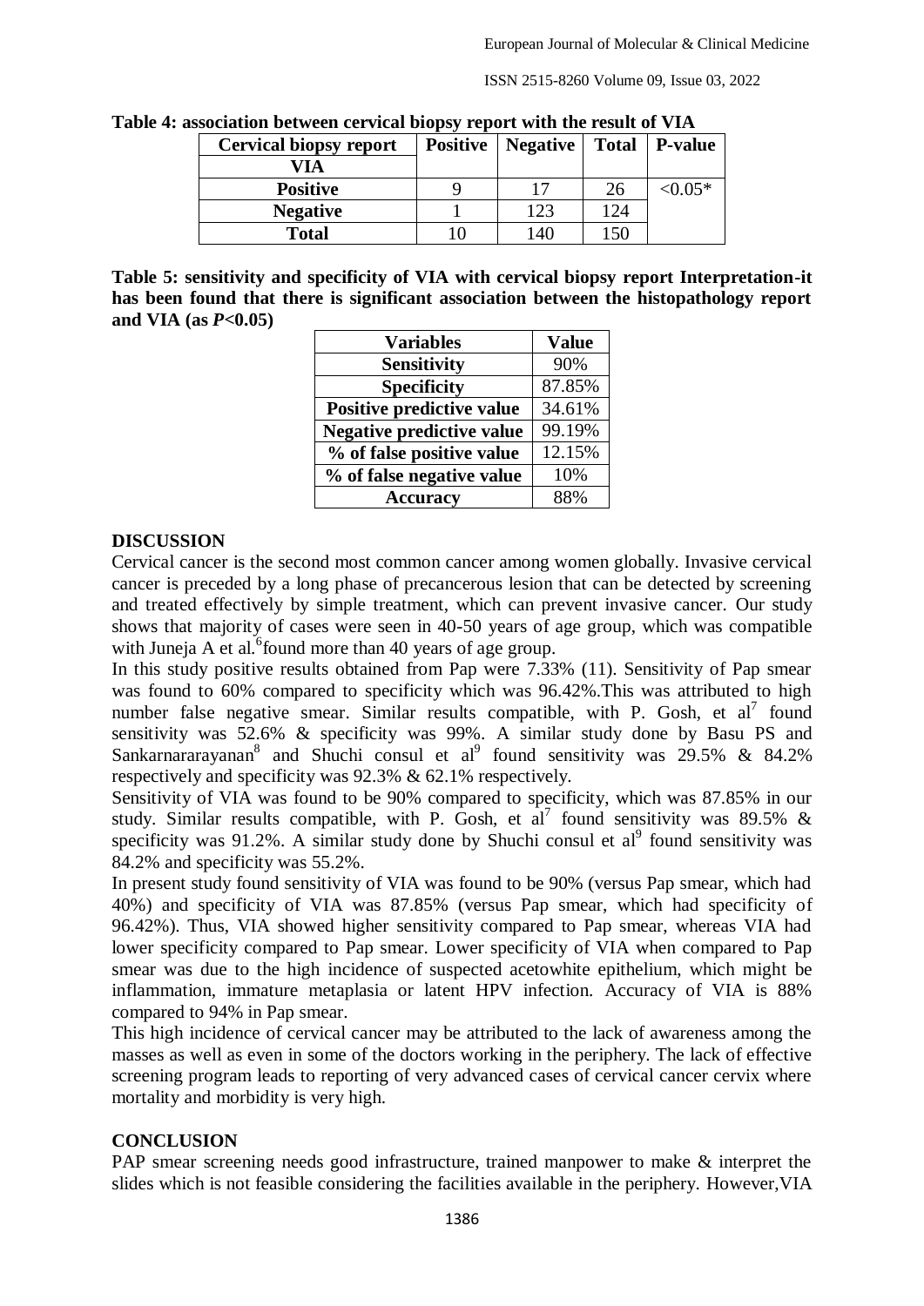**Table 4: association between cervical biopsy report with the result of VIA**

| Cervical biopsy report | Positive | Negative | Total | P-value |
|---|---|---|---|---|
| **VIA** | | | | |
| **Positive** | 9 | 17 | 26 | <0.05* |
| **Negative** | 1 | 123 | 124 | |
| **Total** | 10 | 140 | 150 | |

**Table 5: sensitivity and specificity of VIA with cervical biopsy report Interpretation-it has been found that there is significant association between the histopathology report and VIA (as *P*<0.05)**

| Variables | Value |
|---|---|
| **Sensitivity** | 90% |
| **Specificity** | 87.85% |
| **Positive predictive value** | 34.61% |
| **Negative predictive value** | 99.19% |
| **% of false positive value** | 12.15% |
| **% of false negative value** | 10% |
| **Accuracy** | 88% |

## DISCUSSION

Cervical cancer is the second most common cancer among women globally. Invasive cervical cancer is preceded by a long phase of precancerous lesion that can be detected by screening and treated effectively by simple treatment, which can prevent invasive cancer. Our study shows that majority of cases were seen in 40-50 years of age group, which was compatible with Juneja A et al.[6]found more than 40 years of age group.

In this study positive results obtained from Pap were 7.33% (11). Sensitivity of Pap smear was found to 60% compared to specificity which was 96.42%.This was attributed to high number false negative smear. Similar results compatible, with P. Gosh, et al[7] found sensitivity was 52.6% & specificity was 99%. A similar study done by Basu PS and Sankarnararayanan[8] and Shuchi consul et al[9] found sensitivity was 29.5% & 84.2% respectively and specificity was 92.3% & 62.1% respectively.

Sensitivity of VIA was found to be 90% compared to specificity, which was 87.85% in our study. Similar results compatible, with P. Gosh, et al[7] found sensitivity was 89.5% & specificity was 91.2%. A similar study done by Shuchi consul et al[9] found sensitivity was 84.2% and specificity was 55.2%.

In present study found sensitivity of VIA was found to be 90% (versus Pap smear, which had 40%) and specificity of VIA was 87.85% (versus Pap smear, which had specificity of 96.42%). Thus, VIA showed higher sensitivity compared to Pap smear, whereas VIA had lower specificity compared to Pap smear. Lower specificity of VIA when compared to Pap smear was due to the high incidence of suspected acetowhite epithelium, which might be inflammation, immature metaplasia or latent HPV infection. Accuracy of VIA is 88% compared to 94% in Pap smear.

This high incidence of cervical cancer may be attributed to the lack of awareness among the masses as well as even in some of the doctors working in the periphery. The lack of effective screening program leads to reporting of very advanced cases of cervical cancer cervix where mortality and morbidity is very high.

## CONCLUSION

PAP smear screening needs good infrastructure, trained manpower to make & interpret the slides which is not feasible considering the facilities available in the periphery. However,VIA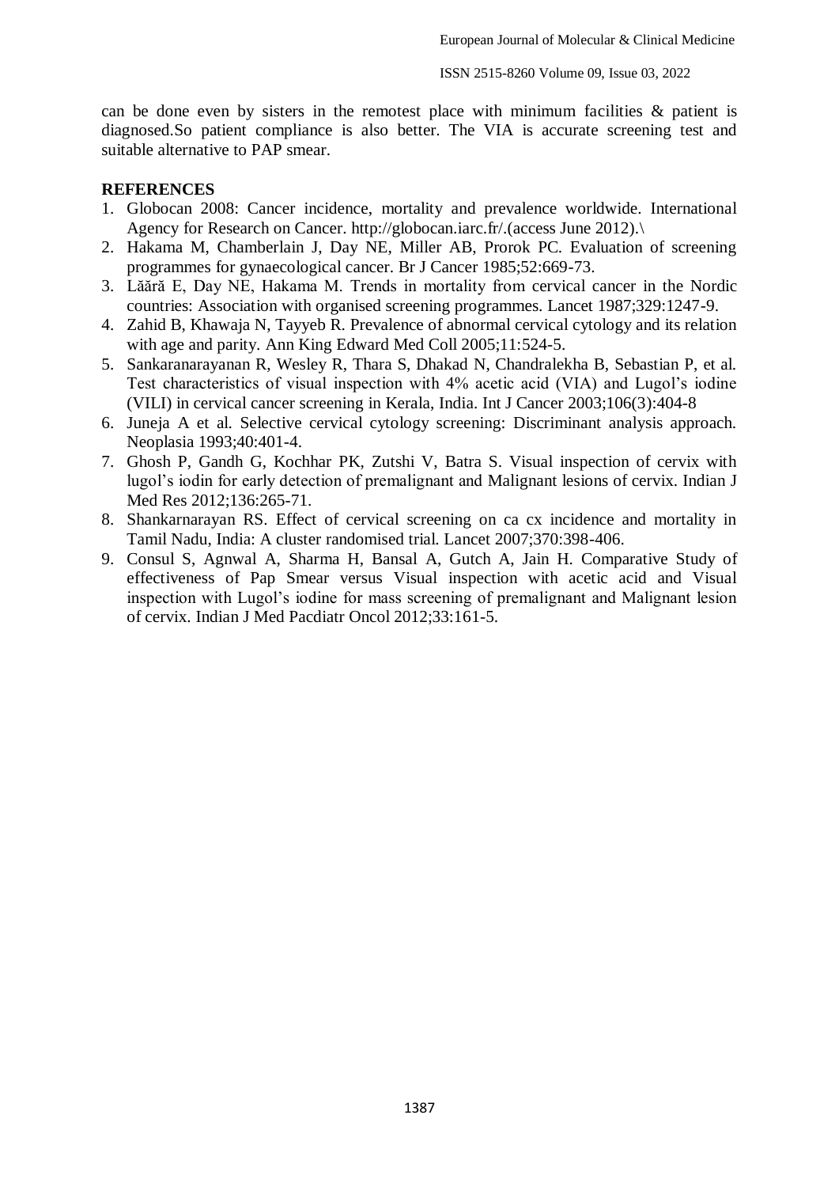can be done even by sisters in the remotest place with minimum facilities & patient is diagnosed.So patient compliance is also better. The VIA is accurate screening test and suitable alternative to PAP smear.

**REFERENCES**

1. Globocan 2008: Cancer incidence, mortality and prevalence worldwide. International Agency for Research on Cancer. http://globocan.iarc.fr/.(access June 2012).\
2. Hakama M, Chamberlain J, Day NE, Miller AB, Prorok PC. Evaluation of screening programmes for gynaecological cancer. Br J Cancer 1985;52:669-73.
3. Lăără E, Day NE, Hakama M. Trends in mortality from cervical cancer in the Nordic countries: Association with organised screening programmes. Lancet 1987;329:1247-9.
4. Zahid B, Khawaja N, Tayyeb R. Prevalence of abnormal cervical cytology and its relation with age and parity. Ann King Edward Med Coll 2005;11:524-5.
5. Sankaranarayanan R, Wesley R, Thara S, Dhakad N, Chandralekha B, Sebastian P, et al. Test characteristics of visual inspection with 4% acetic acid (VIA) and Lugol's iodine (VILI) in cervical cancer screening in Kerala, India. Int J Cancer 2003;106(3):404-8
6. Juneja A et al. Selective cervical cytology screening: Discriminant analysis approach. Neoplasia 1993;40:401-4.
7. Ghosh P, Gandh G, Kochhar PK, Zutshi V, Batra S. Visual inspection of cervix with lugol's iodin for early detection of premalignant and Malignant lesions of cervix. Indian J Med Res 2012;136:265-71.
8. Shankarnarayan RS. Effect of cervical screening on ca cx incidence and mortality in Tamil Nadu, India: A cluster randomised trial. Lancet 2007;370:398-406.
9. Consul S, Agnwal A, Sharma H, Bansal A, Gutch A, Jain H. Comparative Study of effectiveness of Pap Smear versus Visual inspection with acetic acid and Visual inspection with Lugol's iodine for mass screening of premalignant and Malignant lesion of cervix. Indian J Med Pacdiatr Oncol 2012;33:161-5.